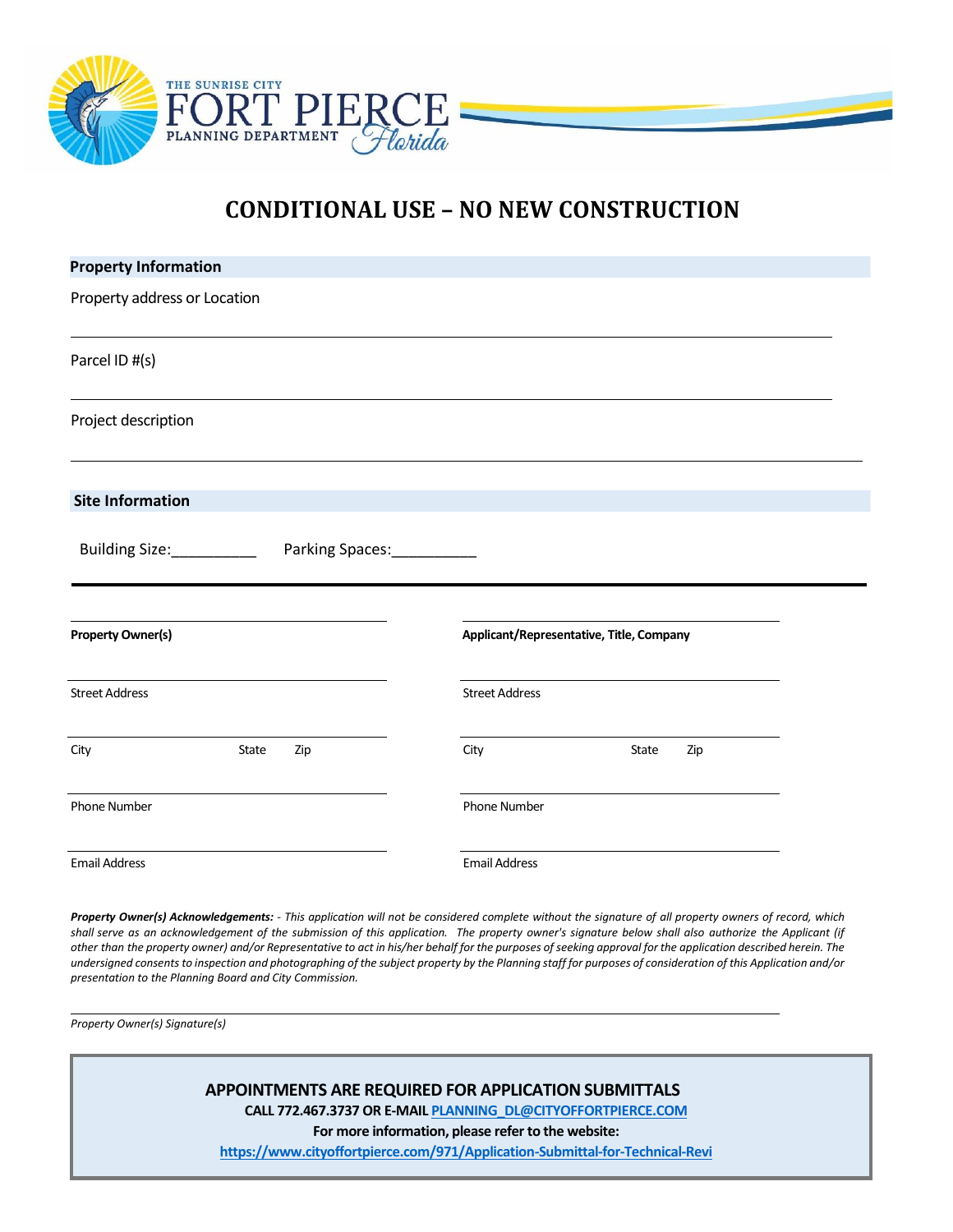THE SUNRISE CITY
FORT PIERCE
PLANNING DEPARTMENT
Florida

# CONDITIONAL USE – NO NEW CONSTRUCTION

## Property Information

Property address or Location

___

Parcel ID #(s)

___

Project description

___

## Site Information

Building Size:__________ Parking Spaces:__________

---

| | |
|---|---|
| **Property Owner(s)** | **Applicant/Representative, Title, Company** |
| Street Address | Street Address |
| City State Zip | City State Zip |
| Phone Number | Phone Number |
| Email Address | Email Address |

***Property Owner(s) Acknowledgements:*** *- This application will not be considered complete without the signature of all property owners of record, which shall serve as an acknowledgement of the submission of this application. The property owner's signature below shall also authorize the Applicant (if other than the property owner) and/or Representative to act in his/her behalf for the purposes of seeking approval for the application described herein. The undersigned consents to inspection and photographing of the subject property by the Planning staff for purposes of consideration of this Application and/or presentation to the Planning Board and City Commission.*

___

*Property Owner(s) Signature(s)*

**APPOINTMENTS ARE REQUIRED FOR APPLICATION SUBMITTALS**

**CALL 772.467.3737 OR E-MAIL PLANNING_DL@CITYOFFORTPIERCE.COM**

**For more information, please refer to the website:**

**https://www.cityoffortpierce.com/971/Application-Submittal-for-Technical-Revi**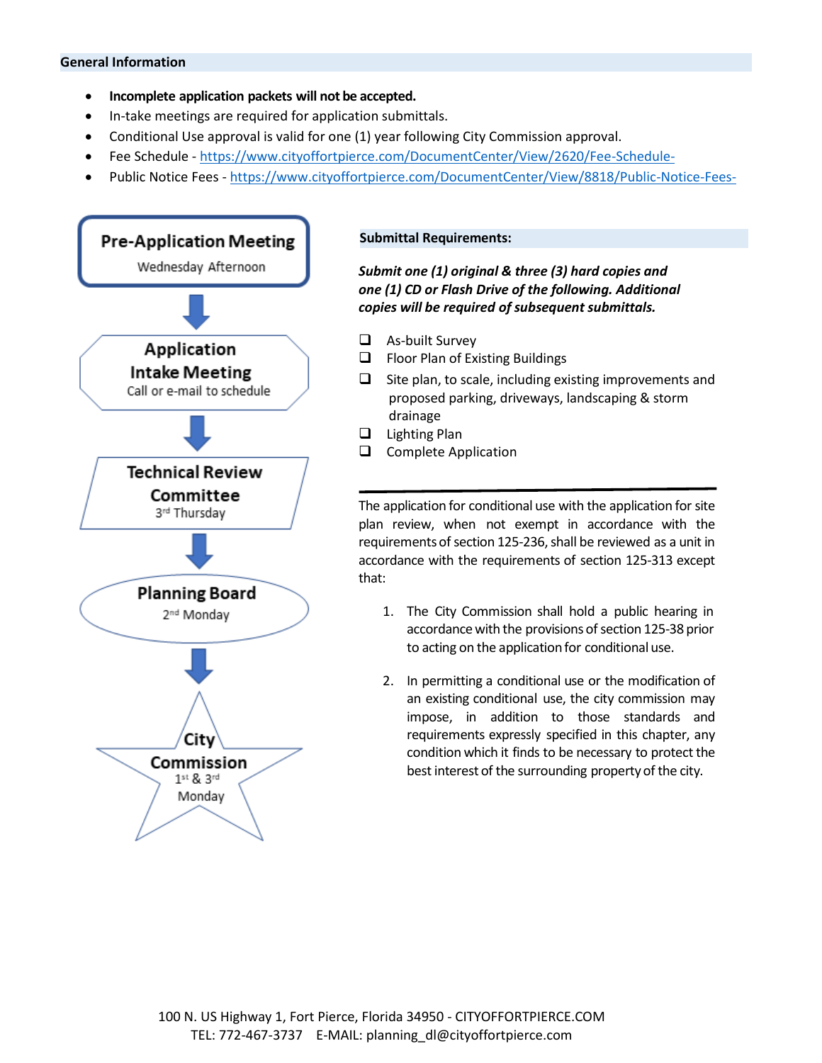## General Information

- **Incomplete application packets will not be accepted.**
- In-take meetings are required for application submittals.
- Conditional Use approval is valid for one (1) year following City Commission approval.
- Fee Schedule - https://www.cityoffortpierce.com/DocumentCenter/View/2620/Fee-Schedule-
- Public Notice Fees - https://www.cityoffortpierce.com/DocumentCenter/View/8818/Public-Notice-Fees-

**Pre-Application Meeting**
Wednesday Afternoon

↓

**Application Intake Meeting**
Call or e-mail to schedule

↓

**Technical Review Committee**
3rd Thursday

↓

**Planning Board**
2nd Monday

↓

**City Commission**
1st & 3rd Monday

## Submittal Requirements:

***Submit one (1) original & three (3) hard copies and one (1) CD or Flash Drive of the following. Additional copies will be required of subsequent submittals.***

- ☐ As-built Survey
- ☐ Floor Plan of Existing Buildings
- ☐ Site plan, to scale, including existing improvements and proposed parking, driveways, landscaping & storm drainage
- ☐ Lighting Plan
- ☐ Complete Application

---

The application for conditional use with the application for site plan review, when not exempt in accordance with the requirements of section 125-236, shall be reviewed as a unit in accordance with the requirements of section 125-313 except that:

1. The City Commission shall hold a public hearing in accordance with the provisions of section 125-38 prior to acting on the application for conditional use.

2. In permitting a conditional use or the modification of an existing conditional use, the city commission may impose, in addition to those standards and requirements expressly specified in this chapter, any condition which it finds to be necessary to protect the best interest of the surrounding property of the city.

100 N. US Highway 1, Fort Pierce, Florida 34950 - CITYOFFORTPIERCE.COM
TEL: 772-467-3737 E-MAIL: planning_dl@cityoffortpierce.com